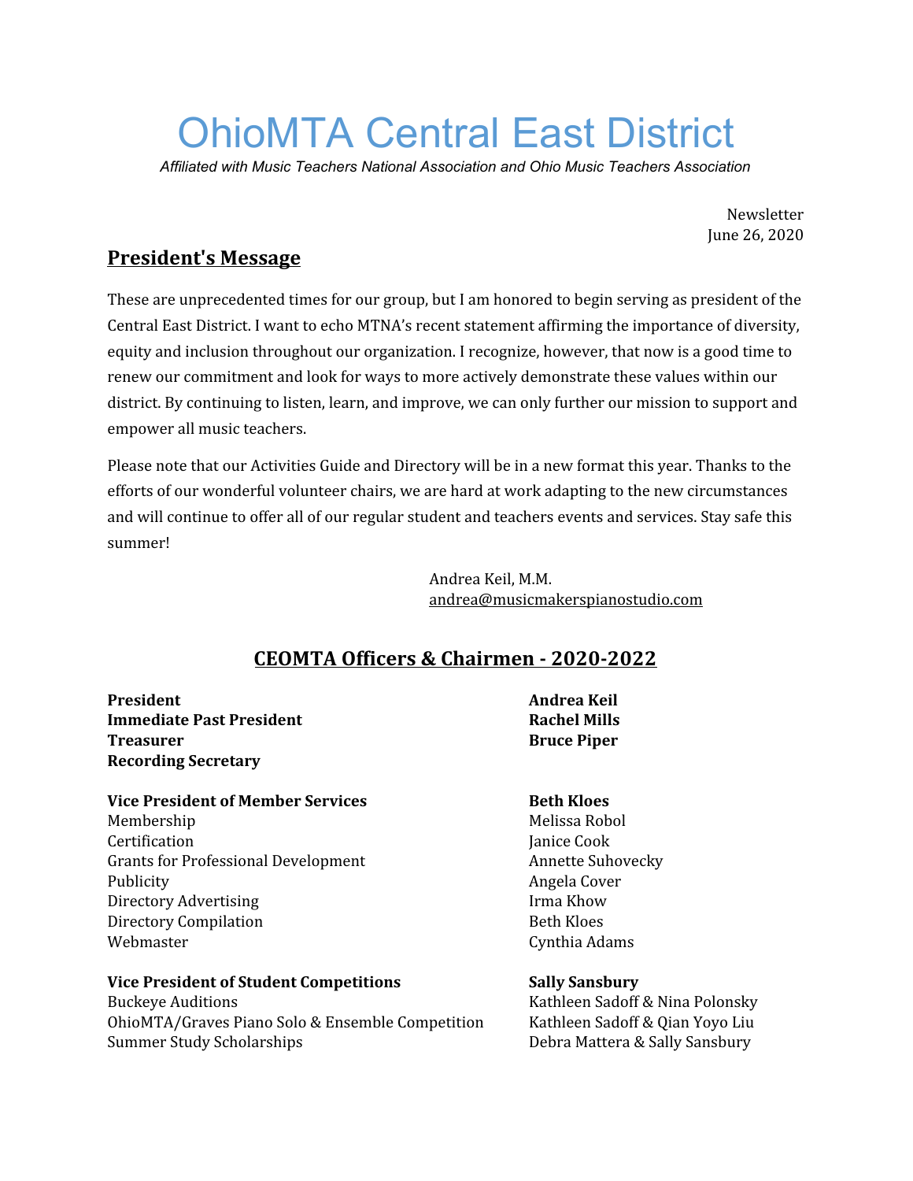# OhioMTA Central East District

*Affiliated with Music Teachers National Association and Ohio Music Teachers Association*

Newsletter
June 26, 2020

## President's Message

These are unprecedented times for our group, but I am honored to begin serving as president of the Central East District. I want to echo MTNA's recent statement affirming the importance of diversity, equity and inclusion throughout our organization. I recognize, however, that now is a good time to renew our commitment and look for ways to more actively demonstrate these values within our district. By continuing to listen, learn, and improve, we can only further our mission to support and empower all music teachers.

Please note that our Activities Guide and Directory will be in a new format this year. Thanks to the efforts of our wonderful volunteer chairs, we are hard at work adapting to the new circumstances and will continue to offer all of our regular student and teachers events and services. Stay safe this summer!

Andrea Keil, M.M.
andrea@musicmakerspianostudio.com

## CEOMTA Officers & Chairmen - 2020-2022

| | |
|---|---|
| **President** | **Andrea Keil** |
| **Immediate Past President** | **Rachel Mills** |
| **Treasurer** | **Bruce Piper** |
| **Recording Secretary** | |
| | |
| **Vice President of Member Services** | **Beth Kloes** |
| Membership | Melissa Robol |
| Certification | Janice Cook |
| Grants for Professional Development | Annette Suhovecky |
| Publicity | Angela Cover |
| Directory Advertising | Irma Khow |
| Directory Compilation | Beth Kloes |
| Webmaster | Cynthia Adams |
| | |
| **Vice President of Student Competitions** | **Sally Sansbury** |
| Buckeye Auditions | Kathleen Sadoff & Nina Polonsky |
| OhioMTA/Graves Piano Solo & Ensemble Competition | Kathleen Sadoff & Qian Yoyo Liu |
| Summer Study Scholarships | Debra Mattera & Sally Sansbury |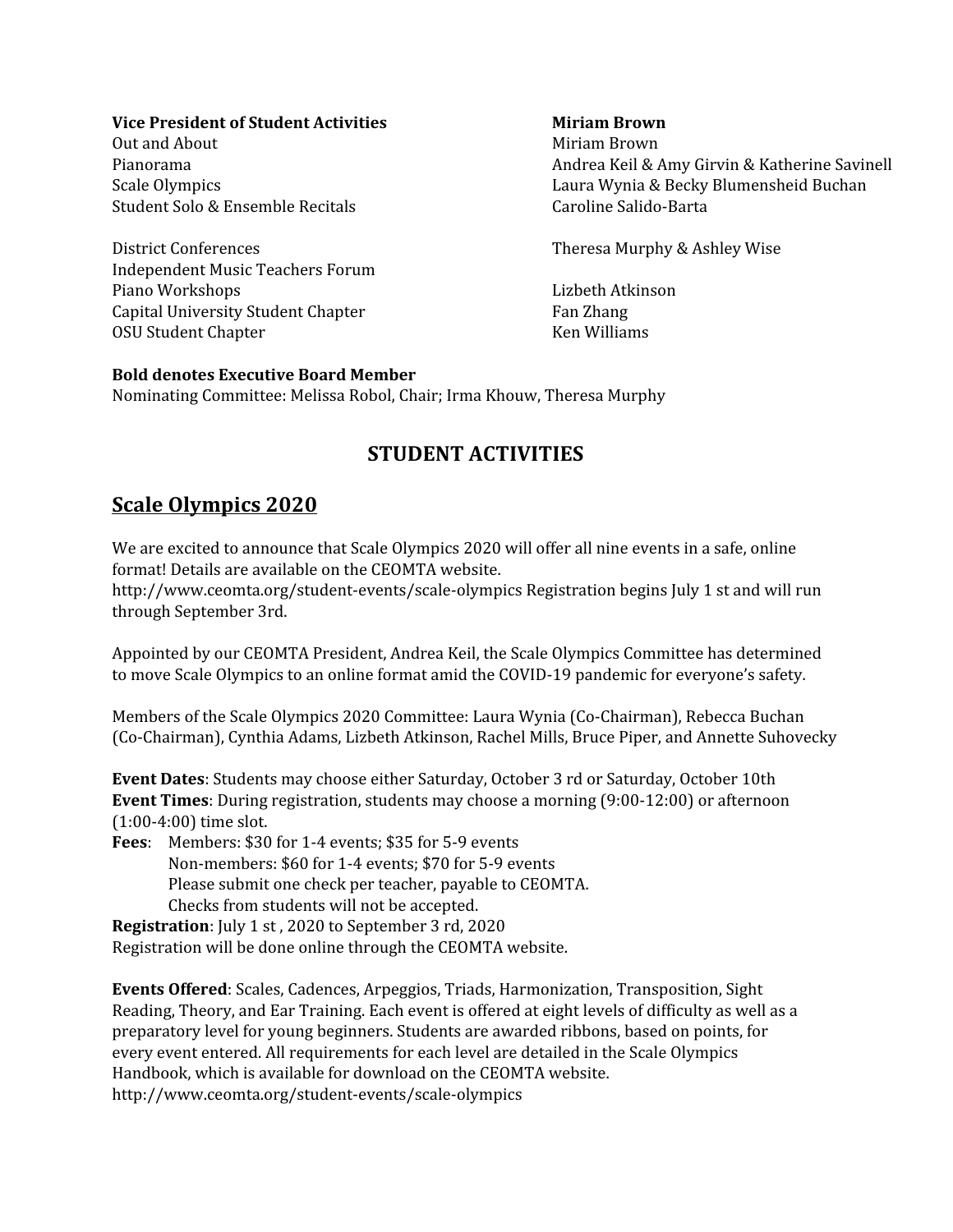| | |
|---|---|
| **Vice President of Student Activities** | **Miriam Brown** |
| Out and About | Miriam Brown |
| Pianorama | Andrea Keil & Amy Girvin & Katherine Savinell |
| Scale Olympics | Laura Wynia & Becky Blumensheid Buchan |
| Student Solo & Ensemble Recitals | Caroline Salido-Barta |
| | |
| District Conferences | Theresa Murphy & Ashley Wise |
| Independent Music Teachers Forum | |
| Piano Workshops | Lizbeth Atkinson |
| Capital University Student Chapter | Fan Zhang |
| OSU Student Chapter | Ken Williams |

**Bold denotes Executive Board Member**
Nominating Committee: Melissa Robol, Chair; Irma Khouw, Theresa Murphy

# STUDENT ACTIVITIES

## Scale Olympics 2020

We are excited to announce that Scale Olympics 2020 will offer all nine events in a safe, online format! Details are available on the CEOMTA website.
http://www.ceomta.org/student-events/scale-olympics Registration begins July 1 st and will run through September 3rd.

Appointed by our CEOMTA President, Andrea Keil, the Scale Olympics Committee has determined to move Scale Olympics to an online format amid the COVID-19 pandemic for everyone's safety.

Members of the Scale Olympics 2020 Committee: Laura Wynia (Co-Chairman), Rebecca Buchan (Co-Chairman), Cynthia Adams, Lizbeth Atkinson, Rachel Mills, Bruce Piper, and Annette Suhovecky

**Event Dates**: Students may choose either Saturday, October 3 rd or Saturday, October 10th
**Event Times**: During registration, students may choose a morning (9:00-12:00) or afternoon (1:00-4:00) time slot.
**Fees**: Members: $30 for 1-4 events; $35 for 5-9 events
Non-members: $60 for 1-4 events; $70 for 5-9 events
Please submit one check per teacher, payable to CEOMTA.
Checks from students will not be accepted.
**Registration**: July 1 st , 2020 to September 3 rd, 2020
Registration will be done online through the CEOMTA website.

**Events Offered**: Scales, Cadences, Arpeggios, Triads, Harmonization, Transposition, Sight Reading, Theory, and Ear Training. Each event is offered at eight levels of difficulty as well as a preparatory level for young beginners. Students are awarded ribbons, based on points, for every event entered. All requirements for each level are detailed in the Scale Olympics Handbook, which is available for download on the CEOMTA website.
http://www.ceomta.org/student-events/scale-olympics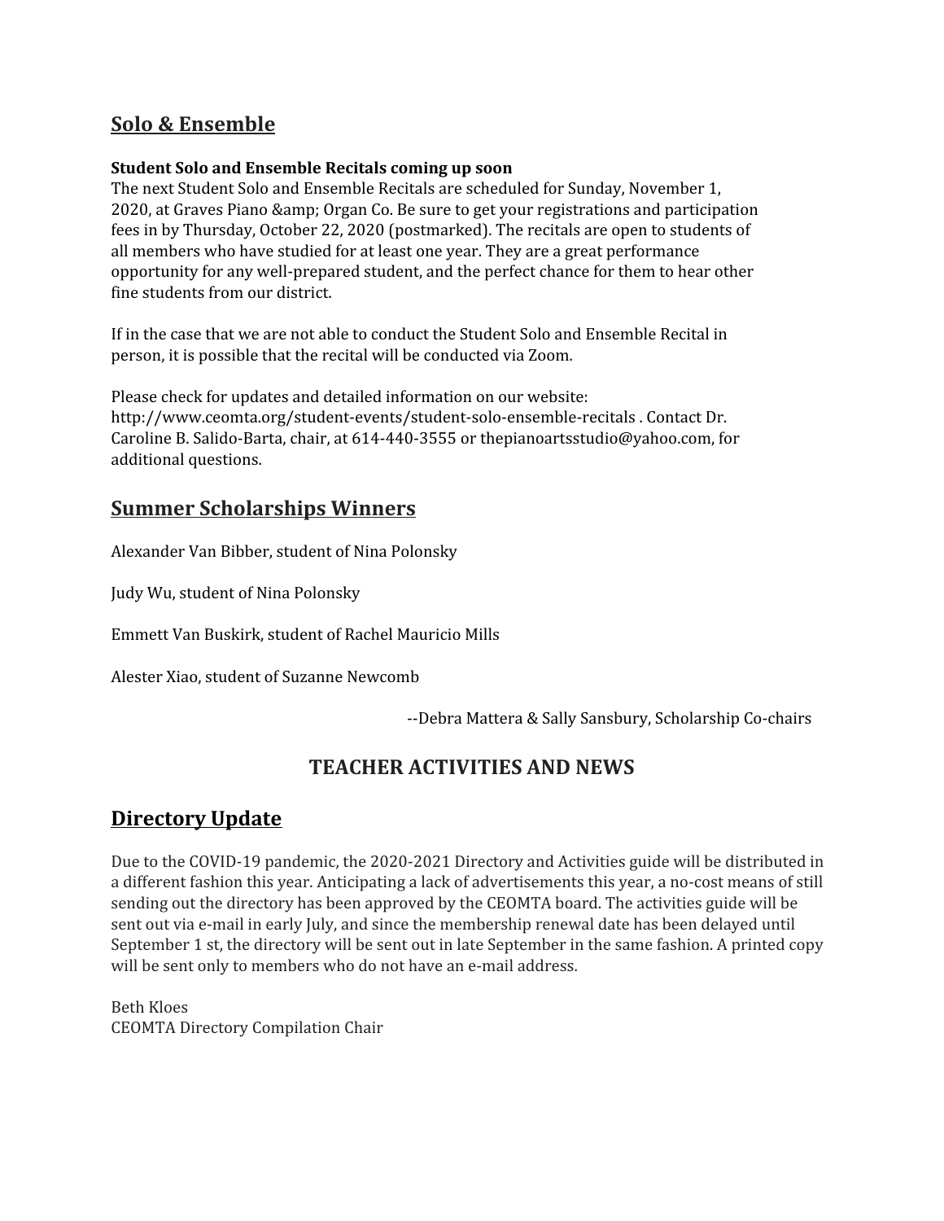## Solo & Ensemble

**Student Solo and Ensemble Recitals coming up soon**

The next Student Solo and Ensemble Recitals are scheduled for Sunday, November 1, 2020, at Graves Piano &amp; Organ Co. Be sure to get your registrations and participation fees in by Thursday, October 22, 2020 (postmarked). The recitals are open to students of all members who have studied for at least one year. They are a great performance opportunity for any well-prepared student, and the perfect chance for them to hear other fine students from our district.

If in the case that we are not able to conduct the Student Solo and Ensemble Recital in person, it is possible that the recital will be conducted via Zoom.

Please check for updates and detailed information on our website: http://www.ceomta.org/student-events/student-solo-ensemble-recitals . Contact Dr. Caroline B. Salido-Barta, chair, at 614-440-3555 or thepianoartsstudio@yahoo.com, for additional questions.

## Summer Scholarships Winners

Alexander Van Bibber, student of Nina Polonsky

Judy Wu, student of Nina Polonsky

Emmett Van Buskirk, student of Rachel Mauricio Mills

Alester Xiao, student of Suzanne Newcomb

--Debra Mattera & Sally Sansbury, Scholarship Co-chairs

# TEACHER ACTIVITIES AND NEWS

## Directory Update

Due to the COVID-19 pandemic, the 2020-2021 Directory and Activities guide will be distributed in a different fashion this year. Anticipating a lack of advertisements this year, a no-cost means of still sending out the directory has been approved by the CEOMTA board. The activities guide will be sent out via e-mail in early July, and since the membership renewal date has been delayed until September 1 st, the directory will be sent out in late September in the same fashion. A printed copy will be sent only to members who do not have an e-mail address.

Beth Kloes
CEOMTA Directory Compilation Chair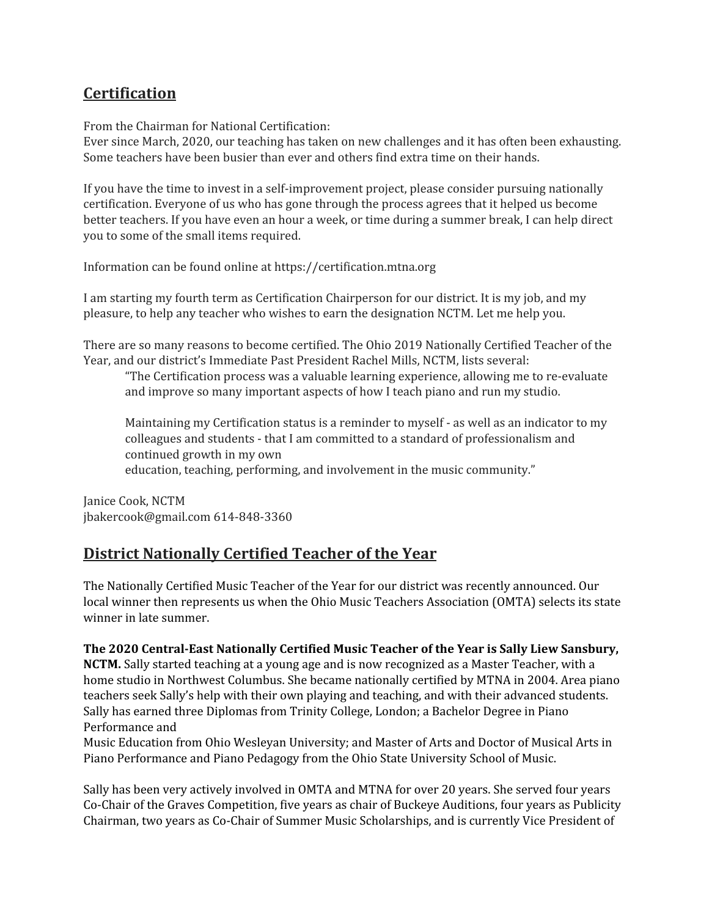## Certification

From the Chairman for National Certification:
Ever since March, 2020, our teaching has taken on new challenges and it has often been exhausting. Some teachers have been busier than ever and others find extra time on their hands.

If you have the time to invest in a self-improvement project, please consider pursuing nationally certification. Everyone of us who has gone through the process agrees that it helped us become better teachers. If you have even an hour a week, or time during a summer break, I can help direct you to some of the small items required.

Information can be found online at https://certification.mtna.org

I am starting my fourth term as Certification Chairperson for our district. It is my job, and my pleasure, to help any teacher who wishes to earn the designation NCTM. Let me help you.

There are so many reasons to become certified. The Ohio 2019 Nationally Certified Teacher of the Year, and our district's Immediate Past President Rachel Mills, NCTM, lists several:

> "The Certification process was a valuable learning experience, allowing me to re-evaluate and improve so many important aspects of how I teach piano and run my studio.
>
> Maintaining my Certification status is a reminder to myself - as well as an indicator to my colleagues and students - that I am committed to a standard of professionalism and continued growth in my own
> education, teaching, performing, and involvement in the music community."

Janice Cook, NCTM
jbakercook@gmail.com 614-848-3360

## District Nationally Certified Teacher of the Year

The Nationally Certified Music Teacher of the Year for our district was recently announced. Our local winner then represents us when the Ohio Music Teachers Association (OMTA) selects its state winner in late summer.

**The 2020 Central-East Nationally Certified Music Teacher of the Year is Sally Liew Sansbury, NCTM.** Sally started teaching at a young age and is now recognized as a Master Teacher, with a home studio in Northwest Columbus. She became nationally certified by MTNA in 2004. Area piano teachers seek Sally's help with their own playing and teaching, and with their advanced students. Sally has earned three Diplomas from Trinity College, London; a Bachelor Degree in Piano Performance and
Music Education from Ohio Wesleyan University; and Master of Arts and Doctor of Musical Arts in Piano Performance and Piano Pedagogy from the Ohio State University School of Music.

Sally has been very actively involved in OMTA and MTNA for over 20 years. She served four years Co-Chair of the Graves Competition, five years as chair of Buckeye Auditions, four years as Publicity Chairman, two years as Co-Chair of Summer Music Scholarships, and is currently Vice President of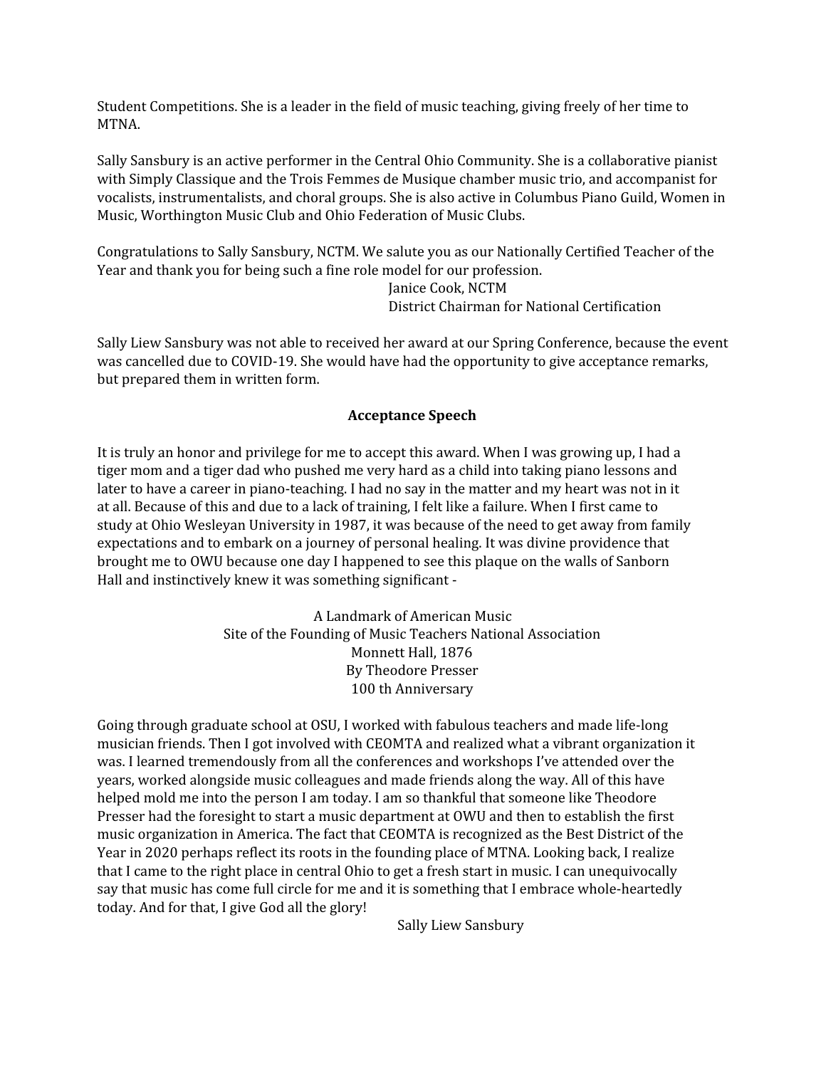Student Competitions. She is a leader in the field of music teaching, giving freely of her time to MTNA.

Sally Sansbury is an active performer in the Central Ohio Community. She is a collaborative pianist with Simply Classique and the Trois Femmes de Musique chamber music trio, and accompanist for vocalists, instrumentalists, and choral groups. She is also active in Columbus Piano Guild, Women in Music, Worthington Music Club and Ohio Federation of Music Clubs.

Congratulations to Sally Sansbury, NCTM. We salute you as our Nationally Certified Teacher of the Year and thank you for being such a fine role model for our profession.

Janice Cook, NCTM
District Chairman for National Certification

Sally Liew Sansbury was not able to received her award at our Spring Conference, because the event was cancelled due to COVID-19. She would have had the opportunity to give acceptance remarks, but prepared them in written form.

**Acceptance Speech**

It is truly an honor and privilege for me to accept this award. When I was growing up, I had a tiger mom and a tiger dad who pushed me very hard as a child into taking piano lessons and later to have a career in piano-teaching. I had no say in the matter and my heart was not in it at all. Because of this and due to a lack of training, I felt like a failure. When I first came to study at Ohio Wesleyan University in 1987, it was because of the need to get away from family expectations and to embark on a journey of personal healing. It was divine providence that brought me to OWU because one day I happened to see this plaque on the walls of Sanborn Hall and instinctively knew it was something significant -

A Landmark of American Music
Site of the Founding of Music Teachers National Association
Monnett Hall, 1876
By Theodore Presser
100 th Anniversary

Going through graduate school at OSU, I worked with fabulous teachers and made life-long musician friends. Then I got involved with CEOMTA and realized what a vibrant organization it was. I learned tremendously from all the conferences and workshops I've attended over the years, worked alongside music colleagues and made friends along the way. All of this have helped mold me into the person I am today. I am so thankful that someone like Theodore Presser had the foresight to start a music department at OWU and then to establish the first music organization in America. The fact that CEOMTA is recognized as the Best District of the Year in 2020 perhaps reflect its roots in the founding place of MTNA. Looking back, I realize that I came to the right place in central Ohio to get a fresh start in music. I can unequivocally say that music has come full circle for me and it is something that I embrace whole-heartedly today. And for that, I give God all the glory!

Sally Liew Sansbury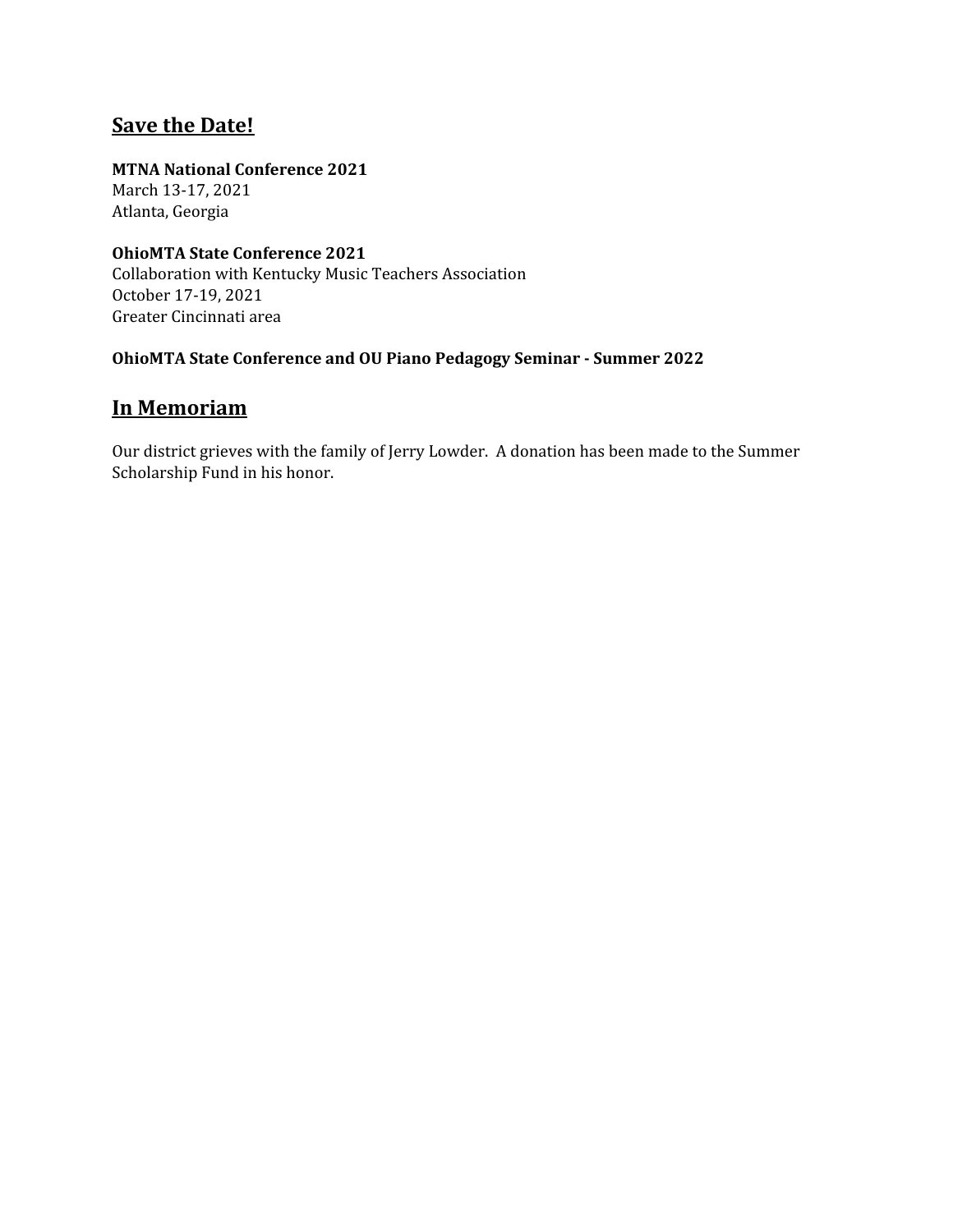## <u>Save the Date!</u>

**MTNA National Conference 2021**
March 13-17, 2021
Atlanta, Georgia

**OhioMTA State Conference 2021**
Collaboration with Kentucky Music Teachers Association
October 17-19, 2021
Greater Cincinnati area

**OhioMTA State Conference and OU Piano Pedagogy Seminar - Summer 2022**

## <u>In Memoriam</u>

Our district grieves with the family of Jerry Lowder. A donation has been made to the Summer Scholarship Fund in his honor.